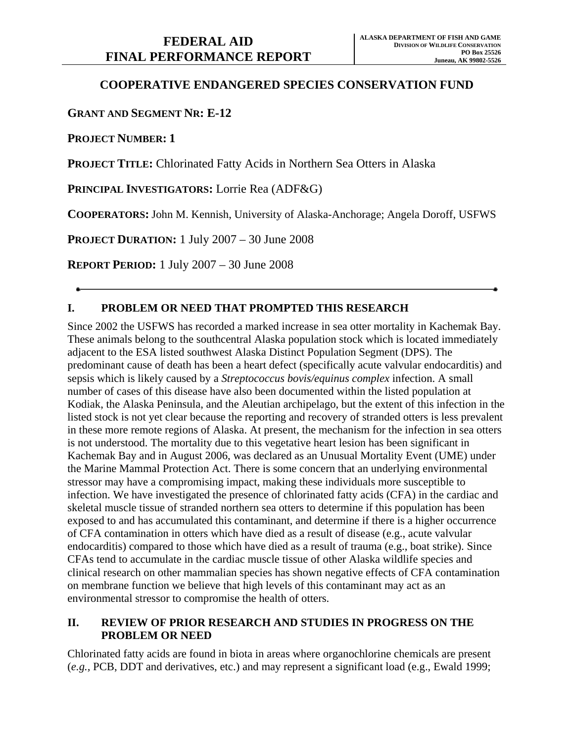# FEDERAL AID
# FINAL PERFORMANCE REPORT

**ALASKA DEPARTMENT OF FISH AND GAME**
**DIVISION OF WILDLIFE CONSERVATION**
**PO Box 25526**
**Juneau, AK 99802-5526**

## COOPERATIVE ENDANGERED SPECIES CONSERVATION FUND

**GRANT AND SEGMENT NR: E-12**

**PROJECT NUMBER: 1**

**PROJECT TITLE:** Chlorinated Fatty Acids in Northern Sea Otters in Alaska

**PRINCIPAL INVESTIGATORS:** Lorrie Rea (ADF&G)

**COOPERATORS:** John M. Kennish, University of Alaska-Anchorage; Angela Doroff, USFWS

**PROJECT DURATION:** 1 July 2007 – 30 June 2008

**REPORT PERIOD:** 1 July 2007 – 30 June 2008

---

## I. PROBLEM OR NEED THAT PROMPTED THIS RESEARCH

Since 2002 the USFWS has recorded a marked increase in sea otter mortality in Kachemak Bay. These animals belong to the southcentral Alaska population stock which is located immediately adjacent to the ESA listed southwest Alaska Distinct Population Segment (DPS). The predominant cause of death has been a heart defect (specifically acute valvular endocarditis) and sepsis which is likely caused by a *Streptococcus bovis/equinus complex* infection. A small number of cases of this disease have also been documented within the listed population at Kodiak, the Alaska Peninsula, and the Aleutian archipelago, but the extent of this infection in the listed stock is not yet clear because the reporting and recovery of stranded otters is less prevalent in these more remote regions of Alaska. At present, the mechanism for the infection in sea otters is not understood. The mortality due to this vegetative heart lesion has been significant in Kachemak Bay and in August 2006, was declared as an Unusual Mortality Event (UME) under the Marine Mammal Protection Act. There is some concern that an underlying environmental stressor may have a compromising impact, making these individuals more susceptible to infection. We have investigated the presence of chlorinated fatty acids (CFA) in the cardiac and skeletal muscle tissue of stranded northern sea otters to determine if this population has been exposed to and has accumulated this contaminant, and determine if there is a higher occurrence of CFA contamination in otters which have died as a result of disease (e.g., acute valvular endocarditis) compared to those which have died as a result of trauma (e.g., boat strike). Since CFAs tend to accumulate in the cardiac muscle tissue of other Alaska wildlife species and clinical research on other mammalian species has shown negative effects of CFA contamination on membrane function we believe that high levels of this contaminant may act as an environmental stressor to compromise the health of otters.

## II. REVIEW OF PRIOR RESEARCH AND STUDIES IN PROGRESS ON THE PROBLEM OR NEED

Chlorinated fatty acids are found in biota in areas where organochlorine chemicals are present (*e.g.,* PCB, DDT and derivatives, etc.) and may represent a significant load (e.g., Ewald 1999;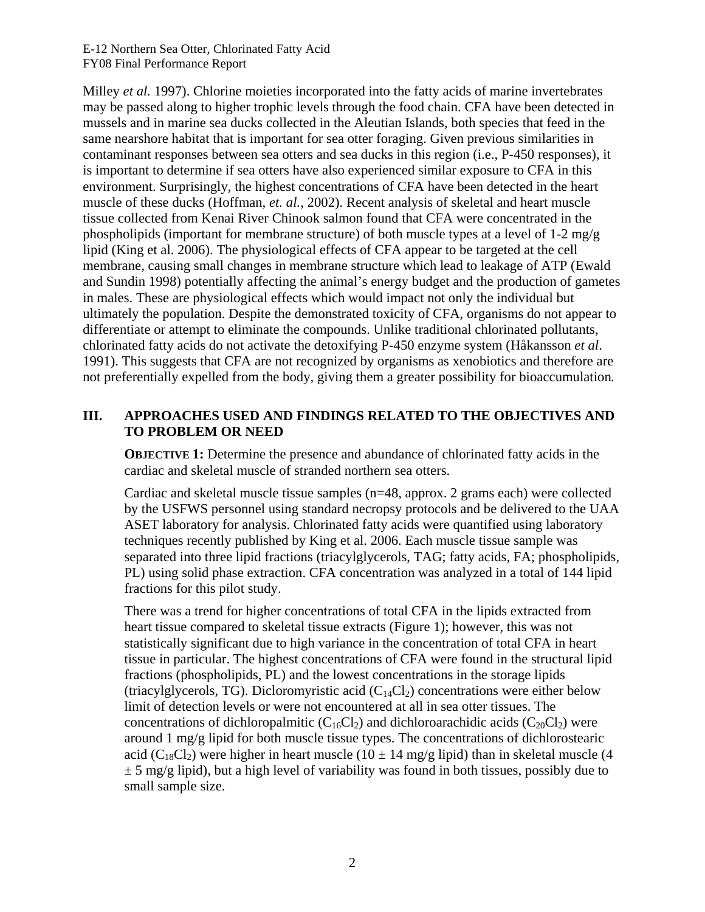Milley *et al.* 1997). Chlorine moieties incorporated into the fatty acids of marine invertebrates may be passed along to higher trophic levels through the food chain. CFA have been detected in mussels and in marine sea ducks collected in the Aleutian Islands, both species that feed in the same nearshore habitat that is important for sea otter foraging. Given previous similarities in contaminant responses between sea otters and sea ducks in this region (i.e., P-450 responses), it is important to determine if sea otters have also experienced similar exposure to CFA in this environment. Surprisingly, the highest concentrations of CFA have been detected in the heart muscle of these ducks (Hoffman, *et. al.*, 2002). Recent analysis of skeletal and heart muscle tissue collected from Kenai River Chinook salmon found that CFA were concentrated in the phospholipids (important for membrane structure) of both muscle types at a level of 1-2 mg/g lipid (King et al. 2006). The physiological effects of CFA appear to be targeted at the cell membrane, causing small changes in membrane structure which lead to leakage of ATP (Ewald and Sundin 1998) potentially affecting the animal's energy budget and the production of gametes in males. These are physiological effects which would impact not only the individual but ultimately the population. Despite the demonstrated toxicity of CFA, organisms do not appear to differentiate or attempt to eliminate the compounds. Unlike traditional chlorinated pollutants, chlorinated fatty acids do not activate the detoxifying P-450 enzyme system (Håkansson *et al*. 1991). This suggests that CFA are not recognized by organisms as xenobiotics and therefore are not preferentially expelled from the body, giving them a greater possibility for bioaccumulation.

## III. APPROACHES USED AND FINDINGS RELATED TO THE OBJECTIVES AND TO PROBLEM OR NEED

**OBJECTIVE 1:** Determine the presence and abundance of chlorinated fatty acids in the cardiac and skeletal muscle of stranded northern sea otters.

Cardiac and skeletal muscle tissue samples (n=48, approx. 2 grams each) were collected by the USFWS personnel using standard necropsy protocols and be delivered to the UAA ASET laboratory for analysis. Chlorinated fatty acids were quantified using laboratory techniques recently published by King et al. 2006. Each muscle tissue sample was separated into three lipid fractions (triacylglycerols, TAG; fatty acids, FA; phospholipids, PL) using solid phase extraction. CFA concentration was analyzed in a total of 144 lipid fractions for this pilot study.

There was a trend for higher concentrations of total CFA in the lipids extracted from heart tissue compared to skeletal tissue extracts (Figure 1); however, this was not statistically significant due to high variance in the concentration of total CFA in heart tissue in particular. The highest concentrations of CFA were found in the structural lipid fractions (phospholipids, PL) and the lowest concentrations in the storage lipids (triacylglycerols, TG). Dicloromyristic acid ($C_{14}Cl_2$) concentrations were either below limit of detection levels or were not encountered at all in sea otter tissues. The concentrations of dichloropalmitic ($C_{16}Cl_2$) and dichloroarachidic acids ($C_{20}Cl_2$) were around 1 mg/g lipid for both muscle tissue types. The concentrations of dichlorostearic acid ($C_{18}Cl_2$) were higher in heart muscle ($10 \pm 14$ mg/g lipid) than in skeletal muscle ($4 \pm 5$ mg/g lipid), but a high level of variability was found in both tissues, possibly due to small sample size.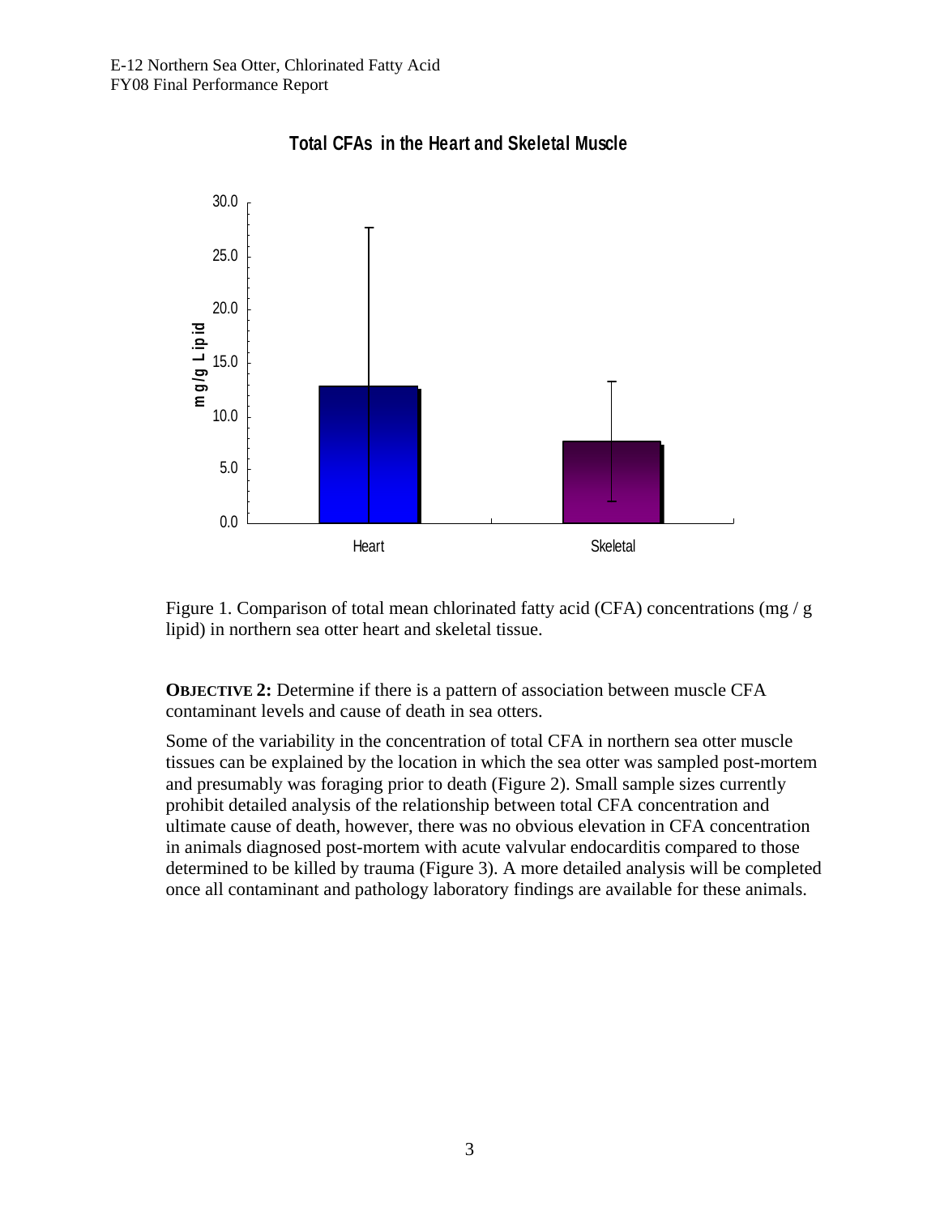Figure 1. Comparison of total mean chlorinated fatty acid (CFA) concentrations (mg / g lipid) in northern sea otter heart and skeletal tissue.

**OBJECTIVE 2:** Determine if there is a pattern of association between muscle CFA contaminant levels and cause of death in sea otters.

Some of the variability in the concentration of total CFA in northern sea otter muscle tissues can be explained by the location in which the sea otter was sampled post-mortem and presumably was foraging prior to death (Figure 2). Small sample sizes currently prohibit detailed analysis of the relationship between total CFA concentration and ultimate cause of death, however, there was no obvious elevation in CFA concentration in animals diagnosed post-mortem with acute valvular endocarditis compared to those determined to be killed by trauma (Figure 3). A more detailed analysis will be completed once all contaminant and pathology laboratory findings are available for these animals.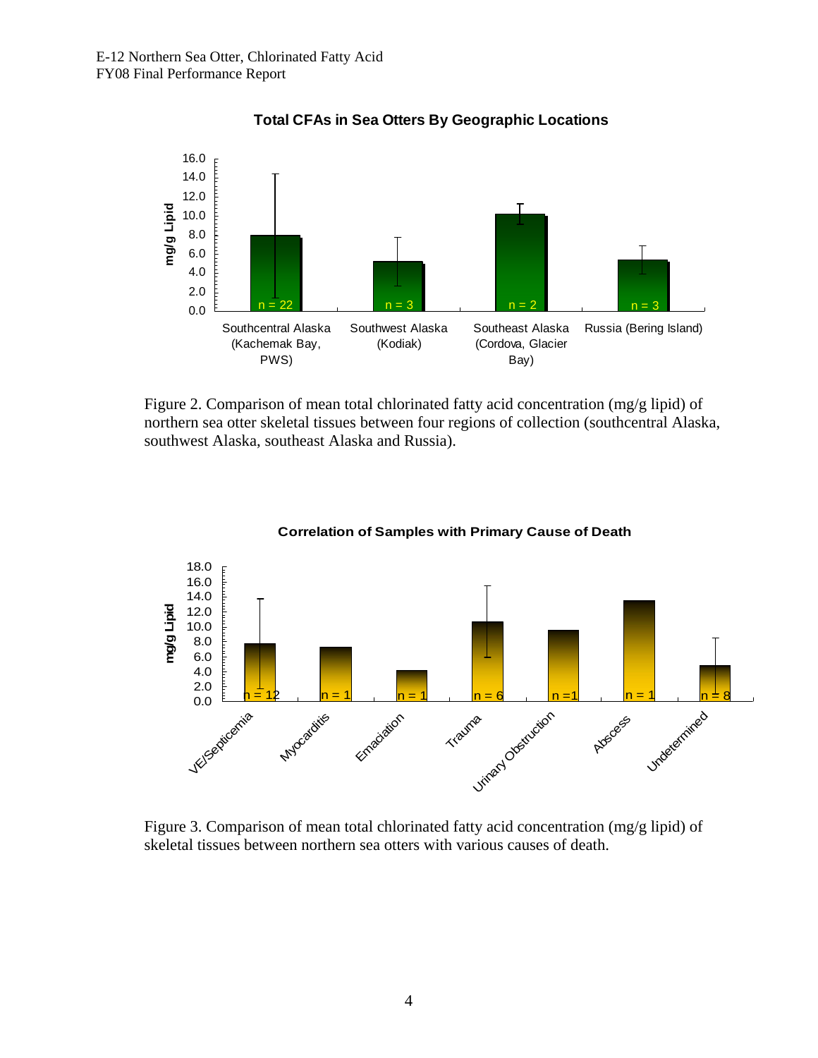**Total CFAs in Sea Otters By Geographic Locations**

Figure 2. Comparison of mean total chlorinated fatty acid concentration (mg/g lipid) of northern sea otter skeletal tissues between four regions of collection (southcentral Alaska, southwest Alaska, southeast Alaska and Russia).

**Correlation of Samples with Primary Cause of Death**

Figure 3. Comparison of mean total chlorinated fatty acid concentration (mg/g lipid) of skeletal tissues between northern sea otters with various causes of death.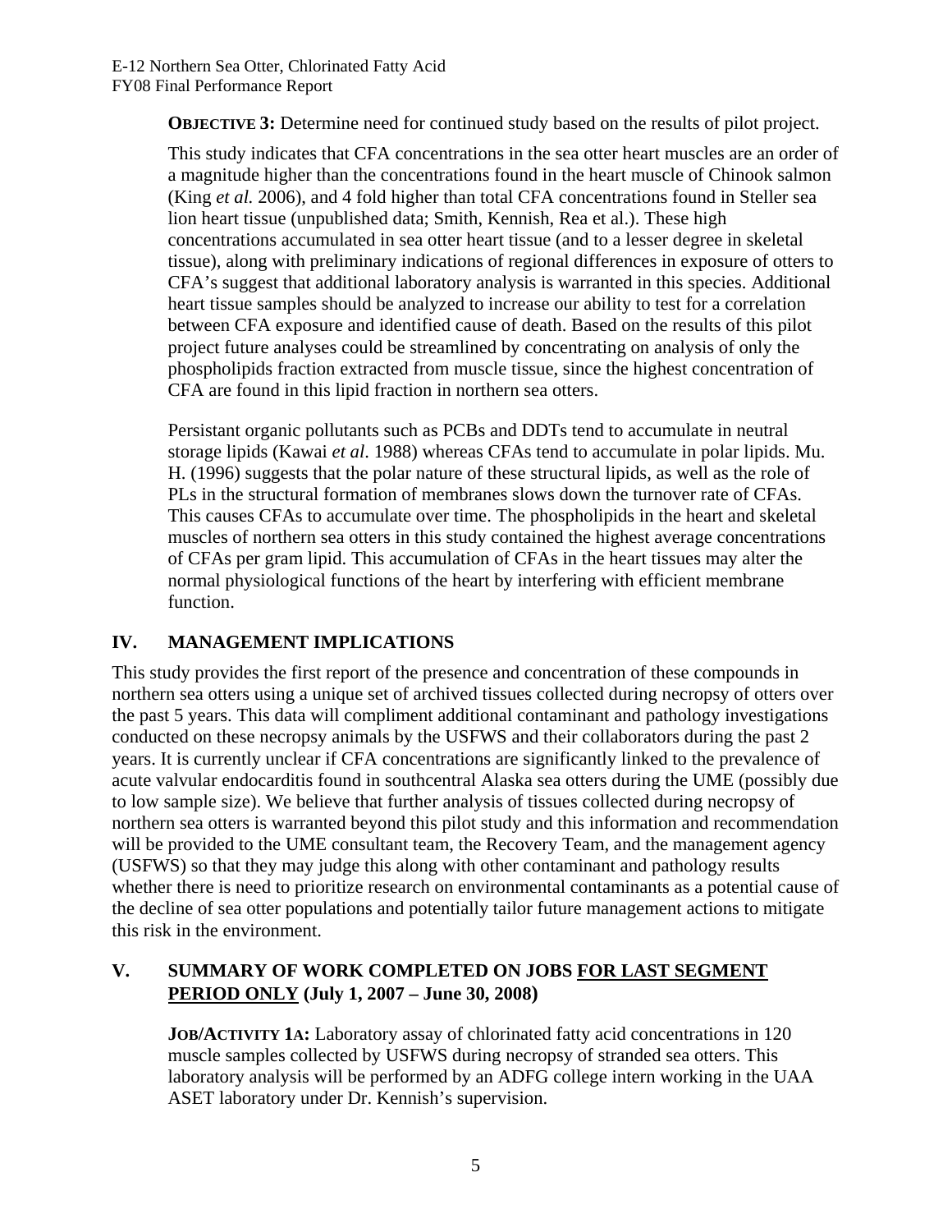**OBJECTIVE 3:** Determine need for continued study based on the results of pilot project.

This study indicates that CFA concentrations in the sea otter heart muscles are an order of a magnitude higher than the concentrations found in the heart muscle of Chinook salmon (King *et al.* 2006), and 4 fold higher than total CFA concentrations found in Steller sea lion heart tissue (unpublished data; Smith, Kennish, Rea et al.). These high concentrations accumulated in sea otter heart tissue (and to a lesser degree in skeletal tissue), along with preliminary indications of regional differences in exposure of otters to CFA's suggest that additional laboratory analysis is warranted in this species. Additional heart tissue samples should be analyzed to increase our ability to test for a correlation between CFA exposure and identified cause of death. Based on the results of this pilot project future analyses could be streamlined by concentrating on analysis of only the phospholipids fraction extracted from muscle tissue, since the highest concentration of CFA are found in this lipid fraction in northern sea otters.

Persistant organic pollutants such as PCBs and DDTs tend to accumulate in neutral storage lipids (Kawai *et al*. 1988) whereas CFAs tend to accumulate in polar lipids. Mu. H. (1996) suggests that the polar nature of these structural lipids, as well as the role of PLs in the structural formation of membranes slows down the turnover rate of CFAs. This causes CFAs to accumulate over time. The phospholipids in the heart and skeletal muscles of northern sea otters in this study contained the highest average concentrations of CFAs per gram lipid. This accumulation of CFAs in the heart tissues may alter the normal physiological functions of the heart by interfering with efficient membrane function.

## IV. MANAGEMENT IMPLICATIONS

This study provides the first report of the presence and concentration of these compounds in northern sea otters using a unique set of archived tissues collected during necropsy of otters over the past 5 years. This data will compliment additional contaminant and pathology investigations conducted on these necropsy animals by the USFWS and their collaborators during the past 2 years. It is currently unclear if CFA concentrations are significantly linked to the prevalence of acute valvular endocarditis found in southcentral Alaska sea otters during the UME (possibly due to low sample size). We believe that further analysis of tissues collected during necropsy of northern sea otters is warranted beyond this pilot study and this information and recommendation will be provided to the UME consultant team, the Recovery Team, and the management agency (USFWS) so that they may judge this along with other contaminant and pathology results whether there is need to prioritize research on environmental contaminants as a potential cause of the decline of sea otter populations and potentially tailor future management actions to mitigate this risk in the environment.

## V. SUMMARY OF WORK COMPLETED ON JOBS <u>FOR LAST SEGMENT PERIOD ONLY</u> (July 1, 2007 – June 30, 2008)

**JOB/ACTIVITY 1A:** Laboratory assay of chlorinated fatty acid concentrations in 120 muscle samples collected by USFWS during necropsy of stranded sea otters. This laboratory analysis will be performed by an ADFG college intern working in the UAA ASET laboratory under Dr. Kennish's supervision.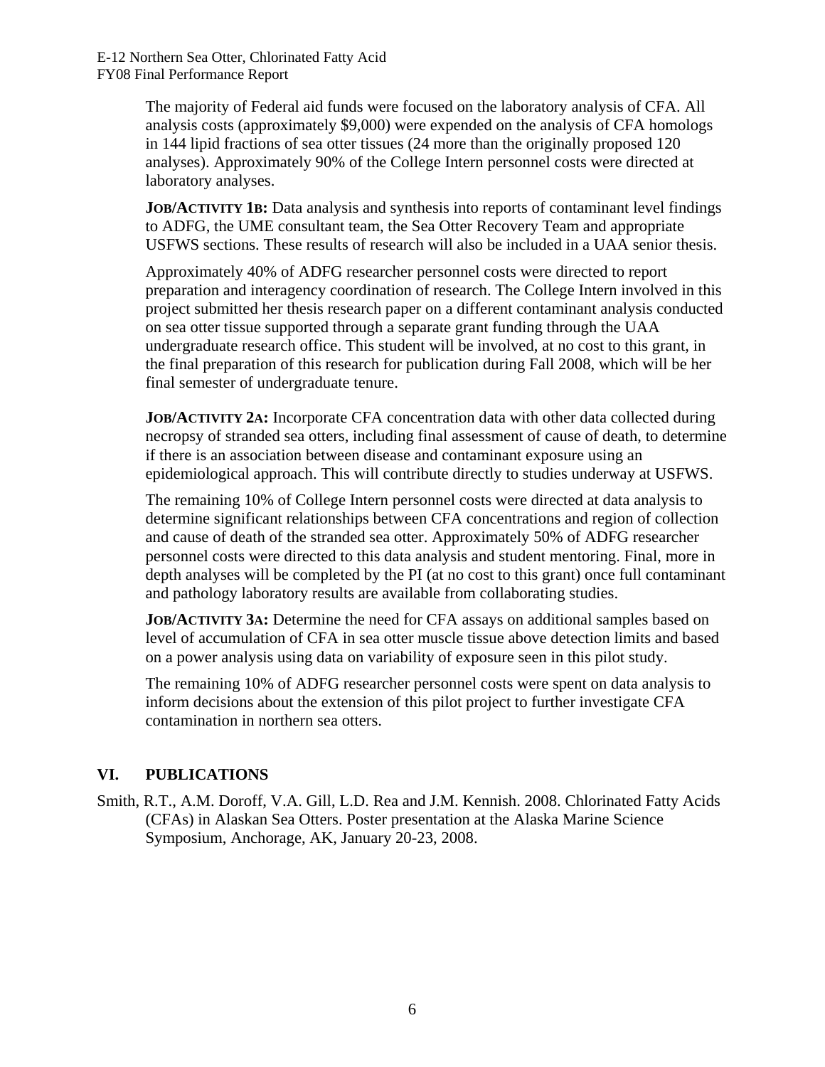The majority of Federal aid funds were focused on the laboratory analysis of CFA. All analysis costs (approximately $9,000) were expended on the analysis of CFA homologs in 144 lipid fractions of sea otter tissues (24 more than the originally proposed 120 analyses). Approximately 90% of the College Intern personnel costs were directed at laboratory analyses.

**JOB/ACTIVITY 1B:** Data analysis and synthesis into reports of contaminant level findings to ADFG, the UME consultant team, the Sea Otter Recovery Team and appropriate USFWS sections. These results of research will also be included in a UAA senior thesis.

Approximately 40% of ADFG researcher personnel costs were directed to report preparation and interagency coordination of research. The College Intern involved in this project submitted her thesis research paper on a different contaminant analysis conducted on sea otter tissue supported through a separate grant funding through the UAA undergraduate research office. This student will be involved, at no cost to this grant, in the final preparation of this research for publication during Fall 2008, which will be her final semester of undergraduate tenure.

**JOB/ACTIVITY 2A:** Incorporate CFA concentration data with other data collected during necropsy of stranded sea otters, including final assessment of cause of death, to determine if there is an association between disease and contaminant exposure using an epidemiological approach. This will contribute directly to studies underway at USFWS.

The remaining 10% of College Intern personnel costs were directed at data analysis to determine significant relationships between CFA concentrations and region of collection and cause of death of the stranded sea otter. Approximately 50% of ADFG researcher personnel costs were directed to this data analysis and student mentoring. Final, more in depth analyses will be completed by the PI (at no cost to this grant) once full contaminant and pathology laboratory results are available from collaborating studies.

**JOB/ACTIVITY 3A:** Determine the need for CFA assays on additional samples based on level of accumulation of CFA in sea otter muscle tissue above detection limits and based on a power analysis using data on variability of exposure seen in this pilot study.

The remaining 10% of ADFG researcher personnel costs were spent on data analysis to inform decisions about the extension of this pilot project to further investigate CFA contamination in northern sea otters.

## VI. PUBLICATIONS

Smith, R.T., A.M. Doroff, V.A. Gill, L.D. Rea and J.M. Kennish. 2008. Chlorinated Fatty Acids (CFAs) in Alaskan Sea Otters. Poster presentation at the Alaska Marine Science Symposium, Anchorage, AK, January 20-23, 2008.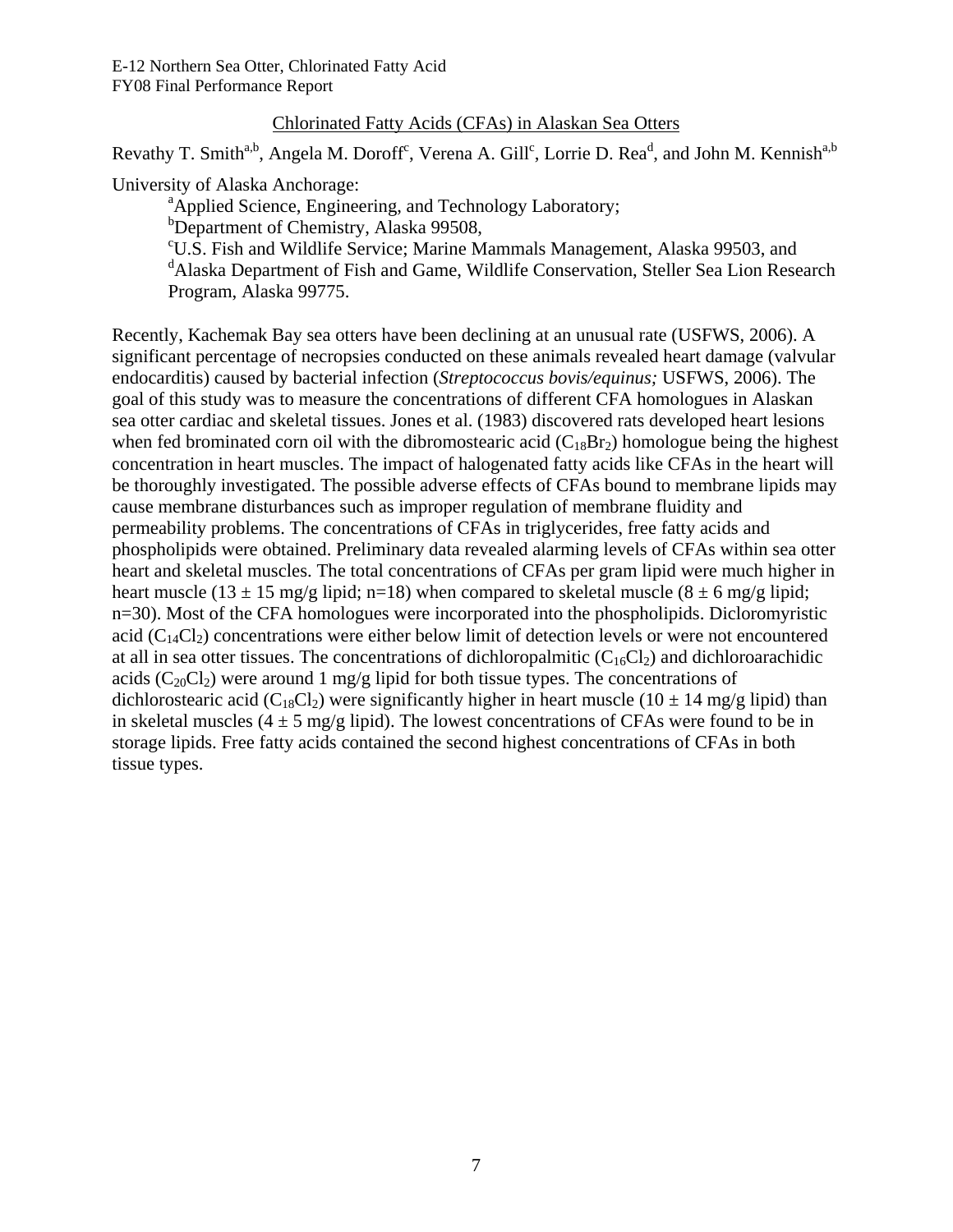## Chlorinated Fatty Acids (CFAs) in Alaskan Sea Otters

Revathy T. Smith[a,b], Angela M. Doroff[c], Verena A. Gill[c], Lorrie D. Rea[d], and John M. Kennish[a,b]

University of Alaska Anchorage:

[a]Applied Science, Engineering, and Technology Laboratory;
[b]Department of Chemistry, Alaska 99508,
[c]U.S. Fish and Wildlife Service; Marine Mammals Management, Alaska 99503, and
[d]Alaska Department of Fish and Game, Wildlife Conservation, Steller Sea Lion Research Program, Alaska 99775.

Recently, Kachemak Bay sea otters have been declining at an unusual rate (USFWS, 2006). A significant percentage of necropsies conducted on these animals revealed heart damage (valvular endocarditis) caused by bacterial infection (*Streptococcus bovis/equinus;* USFWS, 2006). The goal of this study was to measure the concentrations of different CFA homologues in Alaskan sea otter cardiac and skeletal tissues. Jones et al. (1983) discovered rats developed heart lesions when fed brominated corn oil with the dibromostearic acid ($C_{18}Br_2$) homologue being the highest concentration in heart muscles. The impact of halogenated fatty acids like CFAs in the heart will be thoroughly investigated. The possible adverse effects of CFAs bound to membrane lipids may cause membrane disturbances such as improper regulation of membrane fluidity and permeability problems. The concentrations of CFAs in triglycerides, free fatty acids and phospholipids were obtained. Preliminary data revealed alarming levels of CFAs within sea otter heart and skeletal muscles. The total concentrations of CFAs per gram lipid were much higher in heart muscle ($13 \pm 15$ mg/g lipid; n=18) when compared to skeletal muscle ($8 \pm 6$ mg/g lipid; n=30). Most of the CFA homologues were incorporated into the phospholipids. Dicloromyristic acid ($C_{14}Cl_2$) concentrations were either below limit of detection levels or were not encountered at all in sea otter tissues. The concentrations of dichloropalmitic ($C_{16}Cl_2$) and dichloroarachidic acids ($C_{20}Cl_2$) were around 1 mg/g lipid for both tissue types. The concentrations of dichlorostearic acid ($C_{18}Cl_2$) were significantly higher in heart muscle ($10 \pm 14$ mg/g lipid) than in skeletal muscles ($4 \pm 5$ mg/g lipid). The lowest concentrations of CFAs were found to be in storage lipids. Free fatty acids contained the second highest concentrations of CFAs in both tissue types.